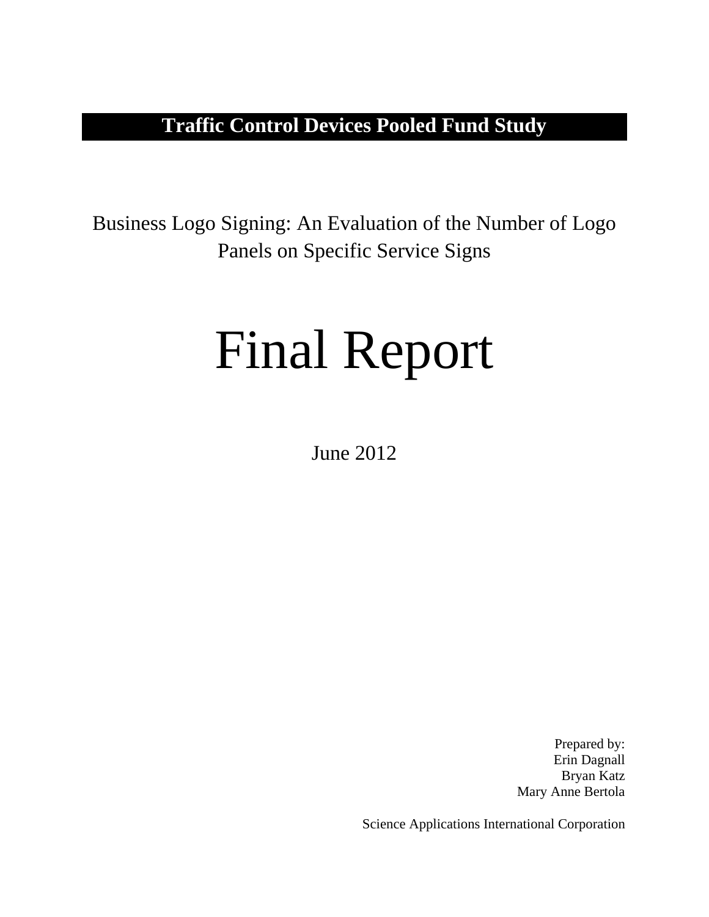**Traffic Control Devices Pooled Fund Study**

Business Logo Signing: An Evaluation of the Number of Logo Panels on Specific Service Signs

# Final Report

June 2012

Prepared by:
Erin Dagnall
Bryan Katz
Mary Anne Bertola

Science Applications International Corporation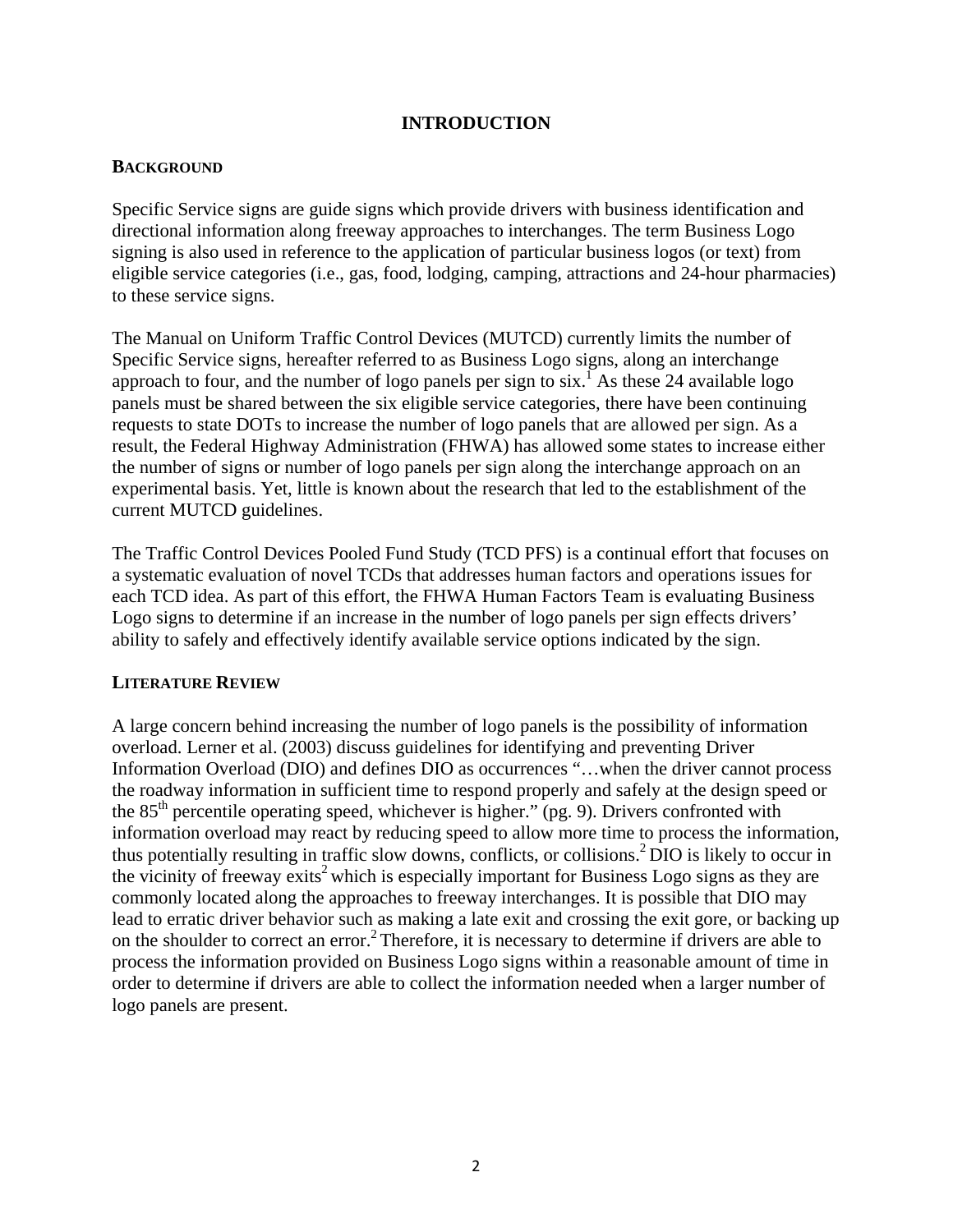# INTRODUCTION

## BACKGROUND

Specific Service signs are guide signs which provide drivers with business identification and directional information along freeway approaches to interchanges. The term Business Logo signing is also used in reference to the application of particular business logos (or text) from eligible service categories (i.e., gas, food, lodging, camping, attractions and 24-hour pharmacies) to these service signs.

The Manual on Uniform Traffic Control Devices (MUTCD) currently limits the number of Specific Service signs, hereafter referred to as Business Logo signs, along an interchange approach to four, and the number of logo panels per sign to six.[1] As these 24 available logo panels must be shared between the six eligible service categories, there have been continuing requests to state DOTs to increase the number of logo panels that are allowed per sign. As a result, the Federal Highway Administration (FHWA) has allowed some states to increase either the number of signs or number of logo panels per sign along the interchange approach on an experimental basis. Yet, little is known about the research that led to the establishment of the current MUTCD guidelines.

The Traffic Control Devices Pooled Fund Study (TCD PFS) is a continual effort that focuses on a systematic evaluation of novel TCDs that addresses human factors and operations issues for each TCD idea. As part of this effort, the FHWA Human Factors Team is evaluating Business Logo signs to determine if an increase in the number of logo panels per sign effects drivers' ability to safely and effectively identify available service options indicated by the sign.

## LITERATURE REVIEW

A large concern behind increasing the number of logo panels is the possibility of information overload. Lerner et al. (2003) discuss guidelines for identifying and preventing Driver Information Overload (DIO) and defines DIO as occurrences "…when the driver cannot process the roadway information in sufficient time to respond properly and safely at the design speed or the 85th percentile operating speed, whichever is higher." (pg. 9). Drivers confronted with information overload may react by reducing speed to allow more time to process the information, thus potentially resulting in traffic slow downs, conflicts, or collisions.[2] DIO is likely to occur in the vicinity of freeway exits[2] which is especially important for Business Logo signs as they are commonly located along the approaches to freeway interchanges. It is possible that DIO may lead to erratic driver behavior such as making a late exit and crossing the exit gore, or backing up on the shoulder to correct an error.[2] Therefore, it is necessary to determine if drivers are able to process the information provided on Business Logo signs within a reasonable amount of time in order to determine if drivers are able to collect the information needed when a larger number of logo panels are present.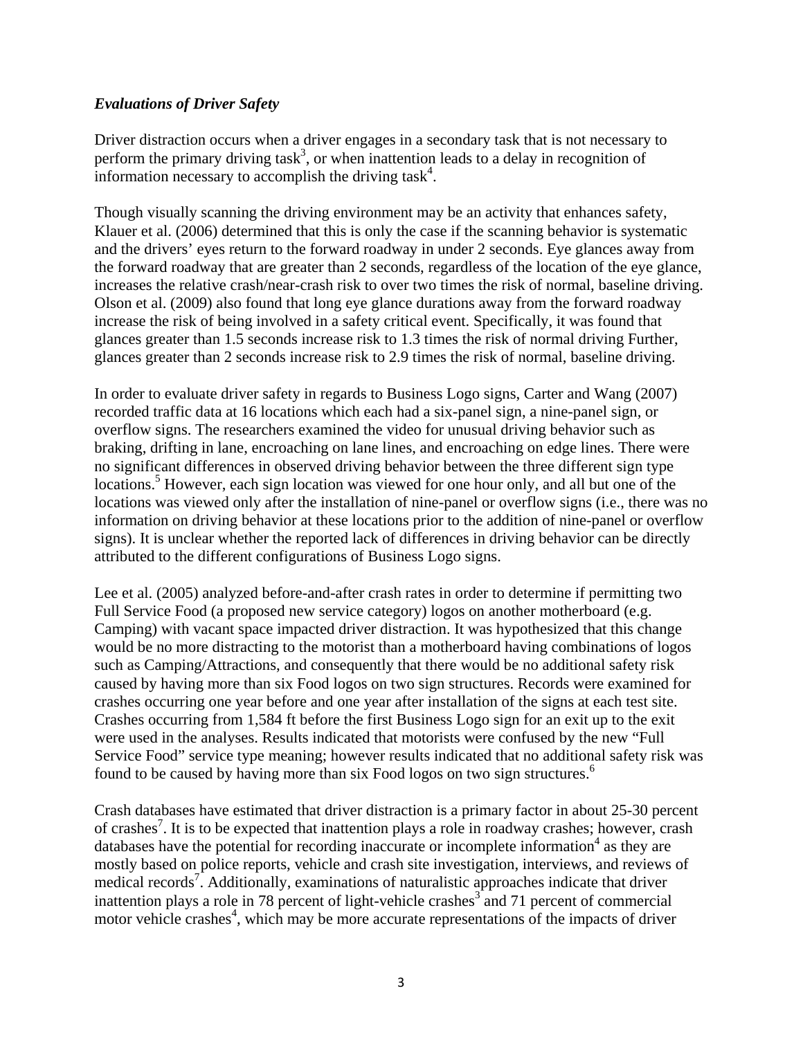### *Evaluations of Driver Safety*

Driver distraction occurs when a driver engages in a secondary task that is not necessary to perform the primary driving task[3], or when inattention leads to a delay in recognition of information necessary to accomplish the driving task[4].

Though visually scanning the driving environment may be an activity that enhances safety, Klauer et al. (2006) determined that this is only the case if the scanning behavior is systematic and the drivers' eyes return to the forward roadway in under 2 seconds. Eye glances away from the forward roadway that are greater than 2 seconds, regardless of the location of the eye glance, increases the relative crash/near-crash risk to over two times the risk of normal, baseline driving. Olson et al. (2009) also found that long eye glance durations away from the forward roadway increase the risk of being involved in a safety critical event. Specifically, it was found that glances greater than 1.5 seconds increase risk to 1.3 times the risk of normal driving Further, glances greater than 2 seconds increase risk to 2.9 times the risk of normal, baseline driving.

In order to evaluate driver safety in regards to Business Logo signs, Carter and Wang (2007) recorded traffic data at 16 locations which each had a six-panel sign, a nine-panel sign, or overflow signs. The researchers examined the video for unusual driving behavior such as braking, drifting in lane, encroaching on lane lines, and encroaching on edge lines. There were no significant differences in observed driving behavior between the three different sign type locations.[5] However, each sign location was viewed for one hour only, and all but one of the locations was viewed only after the installation of nine-panel or overflow signs (i.e., there was no information on driving behavior at these locations prior to the addition of nine-panel or overflow signs). It is unclear whether the reported lack of differences in driving behavior can be directly attributed to the different configurations of Business Logo signs.

Lee et al. (2005) analyzed before-and-after crash rates in order to determine if permitting two Full Service Food (a proposed new service category) logos on another motherboard (e.g. Camping) with vacant space impacted driver distraction. It was hypothesized that this change would be no more distracting to the motorist than a motherboard having combinations of logos such as Camping/Attractions, and consequently that there would be no additional safety risk caused by having more than six Food logos on two sign structures. Records were examined for crashes occurring one year before and one year after installation of the signs at each test site. Crashes occurring from 1,584 ft before the first Business Logo sign for an exit up to the exit were used in the analyses. Results indicated that motorists were confused by the new "Full Service Food" service type meaning; however results indicated that no additional safety risk was found to be caused by having more than six Food logos on two sign structures.[6]

Crash databases have estimated that driver distraction is a primary factor in about 25-30 percent of crashes[7]. It is to be expected that inattention plays a role in roadway crashes; however, crash databases have the potential for recording inaccurate or incomplete information[4] as they are mostly based on police reports, vehicle and crash site investigation, interviews, and reviews of medical records[7]. Additionally, examinations of naturalistic approaches indicate that driver inattention plays a role in 78 percent of light-vehicle crashes[3] and 71 percent of commercial motor vehicle crashes[4], which may be more accurate representations of the impacts of driver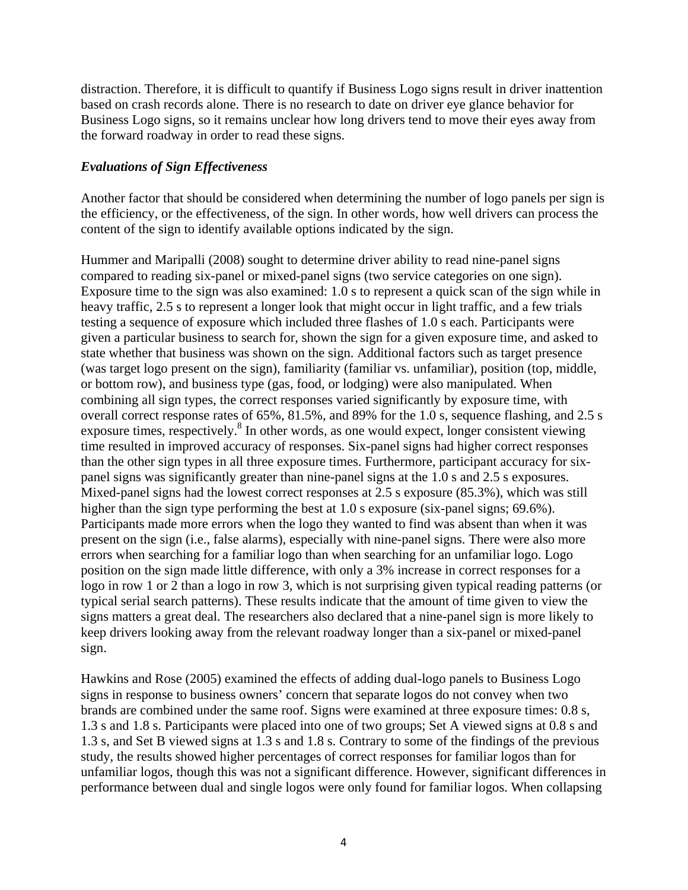distraction. Therefore, it is difficult to quantify if Business Logo signs result in driver inattention based on crash records alone. There is no research to date on driver eye glance behavior for Business Logo signs, so it remains unclear how long drivers tend to move their eyes away from the forward roadway in order to read these signs.

### *Evaluations of Sign Effectiveness*

Another factor that should be considered when determining the number of logo panels per sign is the efficiency, or the effectiveness, of the sign. In other words, how well drivers can process the content of the sign to identify available options indicated by the sign.

Hummer and Maripalli (2008) sought to determine driver ability to read nine-panel signs compared to reading six-panel or mixed-panel signs (two service categories on one sign). Exposure time to the sign was also examined: 1.0 s to represent a quick scan of the sign while in heavy traffic, 2.5 s to represent a longer look that might occur in light traffic, and a few trials testing a sequence of exposure which included three flashes of 1.0 s each. Participants were given a particular business to search for, shown the sign for a given exposure time, and asked to state whether that business was shown on the sign. Additional factors such as target presence (was target logo present on the sign), familiarity (familiar vs. unfamiliar), position (top, middle, or bottom row), and business type (gas, food, or lodging) were also manipulated. When combining all sign types, the correct responses varied significantly by exposure time, with overall correct response rates of 65%, 81.5%, and 89% for the 1.0 s, sequence flashing, and 2.5 s exposure times, respectively.[8] In other words, as one would expect, longer consistent viewing time resulted in improved accuracy of responses. Six-panel signs had higher correct responses than the other sign types in all three exposure times. Furthermore, participant accuracy for six-panel signs was significantly greater than nine-panel signs at the 1.0 s and 2.5 s exposures. Mixed-panel signs had the lowest correct responses at 2.5 s exposure (85.3%), which was still higher than the sign type performing the best at 1.0 s exposure (six-panel signs; 69.6%). Participants made more errors when the logo they wanted to find was absent than when it was present on the sign (i.e., false alarms), especially with nine-panel signs. There were also more errors when searching for a familiar logo than when searching for an unfamiliar logo. Logo position on the sign made little difference, with only a 3% increase in correct responses for a logo in row 1 or 2 than a logo in row 3, which is not surprising given typical reading patterns (or typical serial search patterns). These results indicate that the amount of time given to view the signs matters a great deal. The researchers also declared that a nine-panel sign is more likely to keep drivers looking away from the relevant roadway longer than a six-panel or mixed-panel sign.

Hawkins and Rose (2005) examined the effects of adding dual-logo panels to Business Logo signs in response to business owners' concern that separate logos do not convey when two brands are combined under the same roof. Signs were examined at three exposure times: 0.8 s, 1.3 s and 1.8 s. Participants were placed into one of two groups; Set A viewed signs at 0.8 s and 1.3 s, and Set B viewed signs at 1.3 s and 1.8 s. Contrary to some of the findings of the previous study, the results showed higher percentages of correct responses for familiar logos than for unfamiliar logos, though this was not a significant difference. However, significant differences in performance between dual and single logos were only found for familiar logos. When collapsing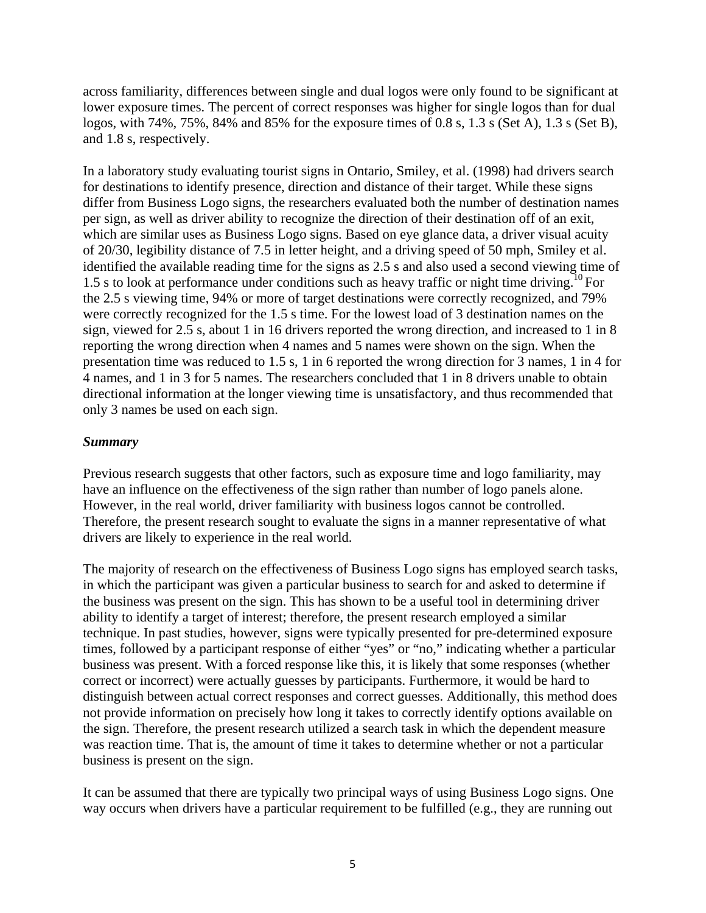across familiarity, differences between single and dual logos were only found to be significant at lower exposure times. The percent of correct responses was higher for single logos than for dual logos, with 74%, 75%, 84% and 85% for the exposure times of 0.8 s, 1.3 s (Set A), 1.3 s (Set B), and 1.8 s, respectively.

In a laboratory study evaluating tourist signs in Ontario, Smiley, et al. (1998) had drivers search for destinations to identify presence, direction and distance of their target. While these signs differ from Business Logo signs, the researchers evaluated both the number of destination names per sign, as well as driver ability to recognize the direction of their destination off of an exit, which are similar uses as Business Logo signs. Based on eye glance data, a driver visual acuity of 20/30, legibility distance of 7.5 in letter height, and a driving speed of 50 mph, Smiley et al. identified the available reading time for the signs as 2.5 s and also used a second viewing time of 1.5 s to look at performance under conditions such as heavy traffic or night time driving.[10] For the 2.5 s viewing time, 94% or more of target destinations were correctly recognized, and 79% were correctly recognized for the 1.5 s time. For the lowest load of 3 destination names on the sign, viewed for 2.5 s, about 1 in 16 drivers reported the wrong direction, and increased to 1 in 8 reporting the wrong direction when 4 names and 5 names were shown on the sign. When the presentation time was reduced to 1.5 s, 1 in 6 reported the wrong direction for 3 names, 1 in 4 for 4 names, and 1 in 3 for 5 names. The researchers concluded that 1 in 8 drivers unable to obtain directional information at the longer viewing time is unsatisfactory, and thus recommended that only 3 names be used on each sign.

***Summary***

Previous research suggests that other factors, such as exposure time and logo familiarity, may have an influence on the effectiveness of the sign rather than number of logo panels alone. However, in the real world, driver familiarity with business logos cannot be controlled. Therefore, the present research sought to evaluate the signs in a manner representative of what drivers are likely to experience in the real world.

The majority of research on the effectiveness of Business Logo signs has employed search tasks, in which the participant was given a particular business to search for and asked to determine if the business was present on the sign. This has shown to be a useful tool in determining driver ability to identify a target of interest; therefore, the present research employed a similar technique. In past studies, however, signs were typically presented for pre-determined exposure times, followed by a participant response of either "yes" or "no," indicating whether a particular business was present. With a forced response like this, it is likely that some responses (whether correct or incorrect) were actually guesses by participants. Furthermore, it would be hard to distinguish between actual correct responses and correct guesses. Additionally, this method does not provide information on precisely how long it takes to correctly identify options available on the sign. Therefore, the present research utilized a search task in which the dependent measure was reaction time. That is, the amount of time it takes to determine whether or not a particular business is present on the sign.

It can be assumed that there are typically two principal ways of using Business Logo signs. One way occurs when drivers have a particular requirement to be fulfilled (e.g., they are running out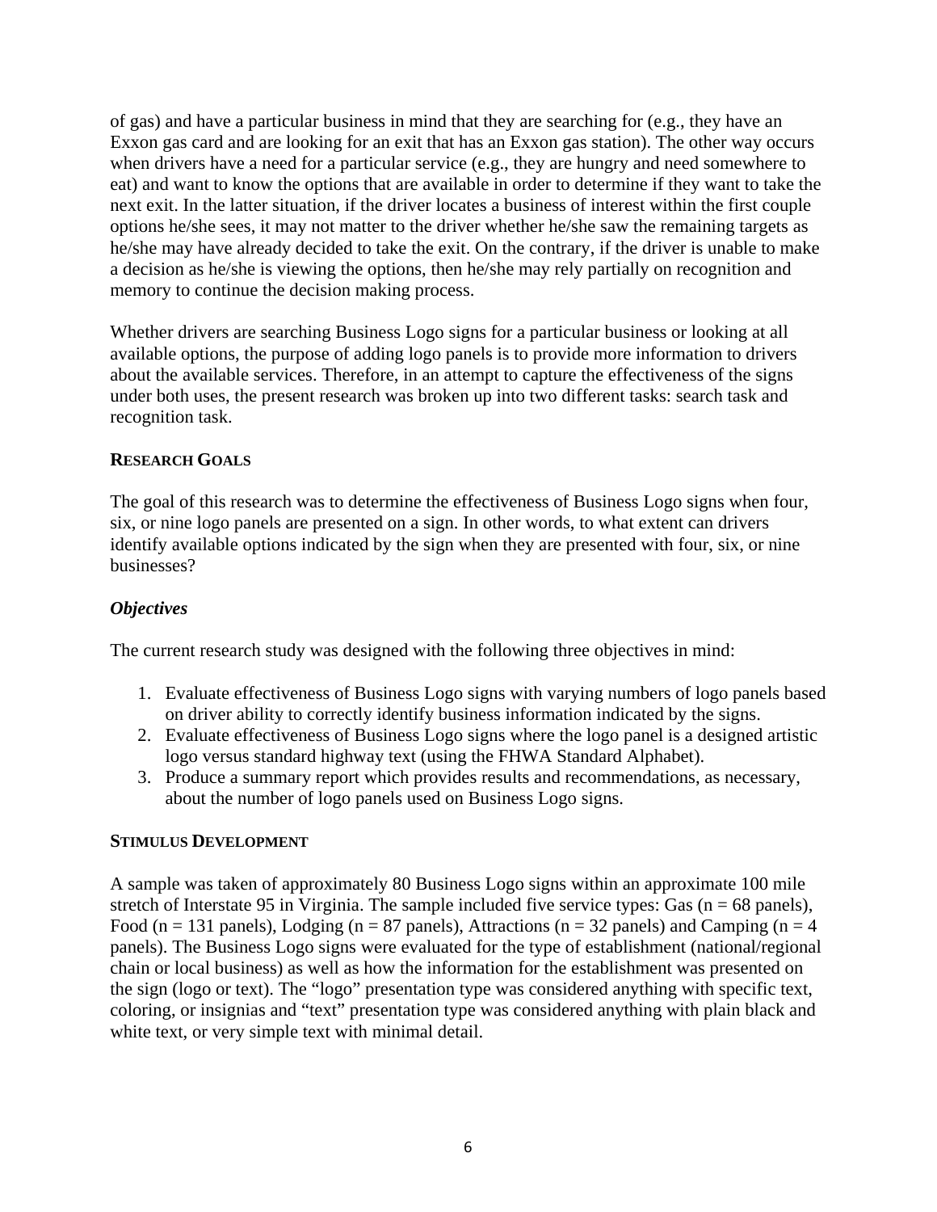of gas) and have a particular business in mind that they are searching for (e.g., they have an Exxon gas card and are looking for an exit that has an Exxon gas station). The other way occurs when drivers have a need for a particular service (e.g., they are hungry and need somewhere to eat) and want to know the options that are available in order to determine if they want to take the next exit. In the latter situation, if the driver locates a business of interest within the first couple options he/she sees, it may not matter to the driver whether he/she saw the remaining targets as he/she may have already decided to take the exit. On the contrary, if the driver is unable to make a decision as he/she is viewing the options, then he/she may rely partially on recognition and memory to continue the decision making process.

Whether drivers are searching Business Logo signs for a particular business or looking at all available options, the purpose of adding logo panels is to provide more information to drivers about the available services. Therefore, in an attempt to capture the effectiveness of the signs under both uses, the present research was broken up into two different tasks: search task and recognition task.

## RESEARCH GOALS

The goal of this research was to determine the effectiveness of Business Logo signs when four, six, or nine logo panels are presented on a sign. In other words, to what extent can drivers identify available options indicated by the sign when they are presented with four, six, or nine businesses?

### *Objectives*

The current research study was designed with the following three objectives in mind:

1. Evaluate effectiveness of Business Logo signs with varying numbers of logo panels based on driver ability to correctly identify business information indicated by the signs.
2. Evaluate effectiveness of Business Logo signs where the logo panel is a designed artistic logo versus standard highway text (using the FHWA Standard Alphabet).
3. Produce a summary report which provides results and recommendations, as necessary, about the number of logo panels used on Business Logo signs.

## STIMULUS DEVELOPMENT

A sample was taken of approximately 80 Business Logo signs within an approximate 100 mile stretch of Interstate 95 in Virginia. The sample included five service types: Gas (n = 68 panels), Food (n = 131 panels), Lodging (n = 87 panels), Attractions (n = 32 panels) and Camping (n = 4 panels). The Business Logo signs were evaluated for the type of establishment (national/regional chain or local business) as well as how the information for the establishment was presented on the sign (logo or text). The "logo" presentation type was considered anything with specific text, coloring, or insignias and "text" presentation type was considered anything with plain black and white text, or very simple text with minimal detail.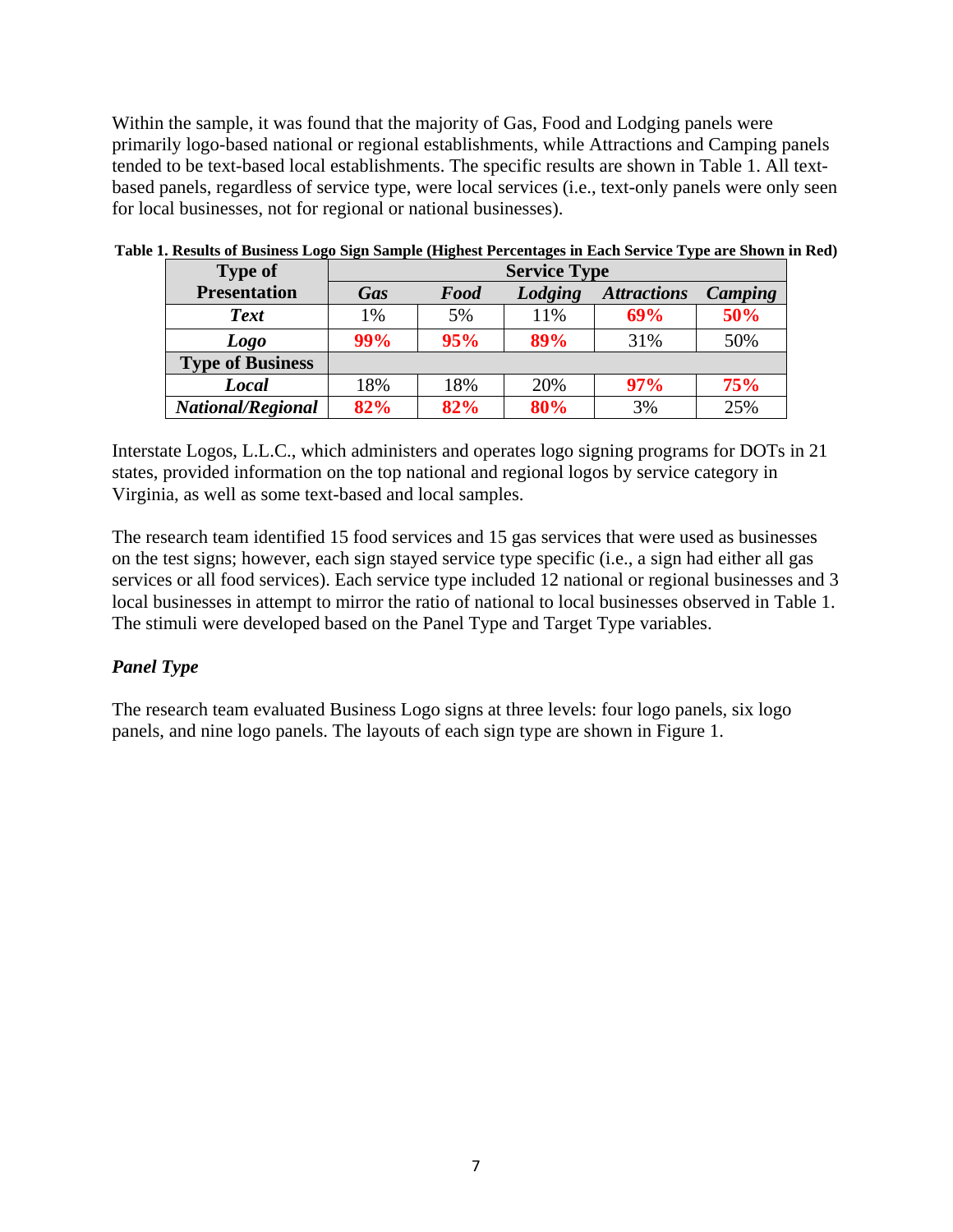Within the sample, it was found that the majority of Gas, Food and Lodging panels were primarily logo-based national or regional establishments, while Attractions and Camping panels tended to be text-based local establishments. The specific results are shown in Table 1. All text-based panels, regardless of service type, were local services (i.e., text-only panels were only seen for local businesses, not for regional or national businesses).

**Table 1. Results of Business Logo Sign Sample (Highest Percentages in Each Service Type are Shown in Red)**

| Type of Presentation | Service Type | | | | |
|---|---|---|---|---|---|
| | ***Gas*** | ***Food*** | ***Lodging*** | ***Attractions*** | ***Camping*** |
| ***Text*** | 1% | 5% | 11% | **69%** | **50%** |
| ***Logo*** | **99%** | **95%** | **89%** | 31% | 50% |
| **Type of Business** | | | | | |
| ***Local*** | 18% | 18% | 20% | **97%** | **75%** |
| ***National/Regional*** | **82%** | **82%** | **80%** | 3% | 25% |

Interstate Logos, L.L.C., which administers and operates logo signing programs for DOTs in 21 states, provided information on the top national and regional logos by service category in Virginia, as well as some text-based and local samples.

The research team identified 15 food services and 15 gas services that were used as businesses on the test signs; however, each sign stayed service type specific (i.e., a sign had either all gas services or all food services). Each service type included 12 national or regional businesses and 3 local businesses in attempt to mirror the ratio of national to local businesses observed in Table 1. The stimuli were developed based on the Panel Type and Target Type variables.

### *Panel Type*

The research team evaluated Business Logo signs at three levels: four logo panels, six logo panels, and nine logo panels. The layouts of each sign type are shown in Figure 1.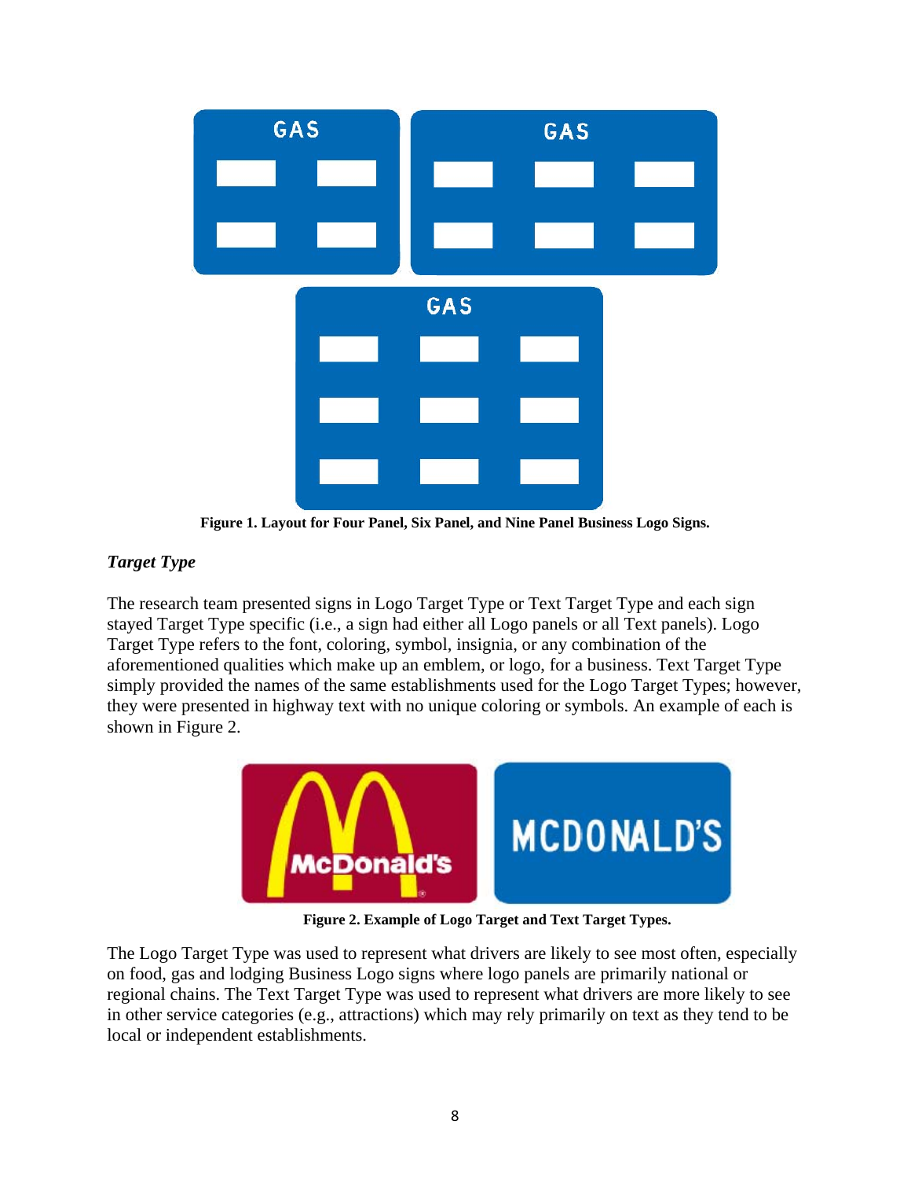**Figure 1. Layout for Four Panel, Six Panel, and Nine Panel Business Logo Signs.**

### *Target Type*

The research team presented signs in Logo Target Type or Text Target Type and each sign stayed Target Type specific (i.e., a sign had either all Logo panels or all Text panels). Logo Target Type refers to the font, coloring, symbol, insignia, or any combination of the aforementioned qualities which make up an emblem, or logo, for a business. Text Target Type simply provided the names of the same establishments used for the Logo Target Types; however, they were presented in highway text with no unique coloring or symbols. An example of each is shown in Figure 2.

**Figure 2. Example of Logo Target and Text Target Types.**

The Logo Target Type was used to represent what drivers are likely to see most often, especially on food, gas and lodging Business Logo signs where logo panels are primarily national or regional chains. The Text Target Type was used to represent what drivers are more likely to see in other service categories (e.g., attractions) which may rely primarily on text as they tend to be local or independent establishments.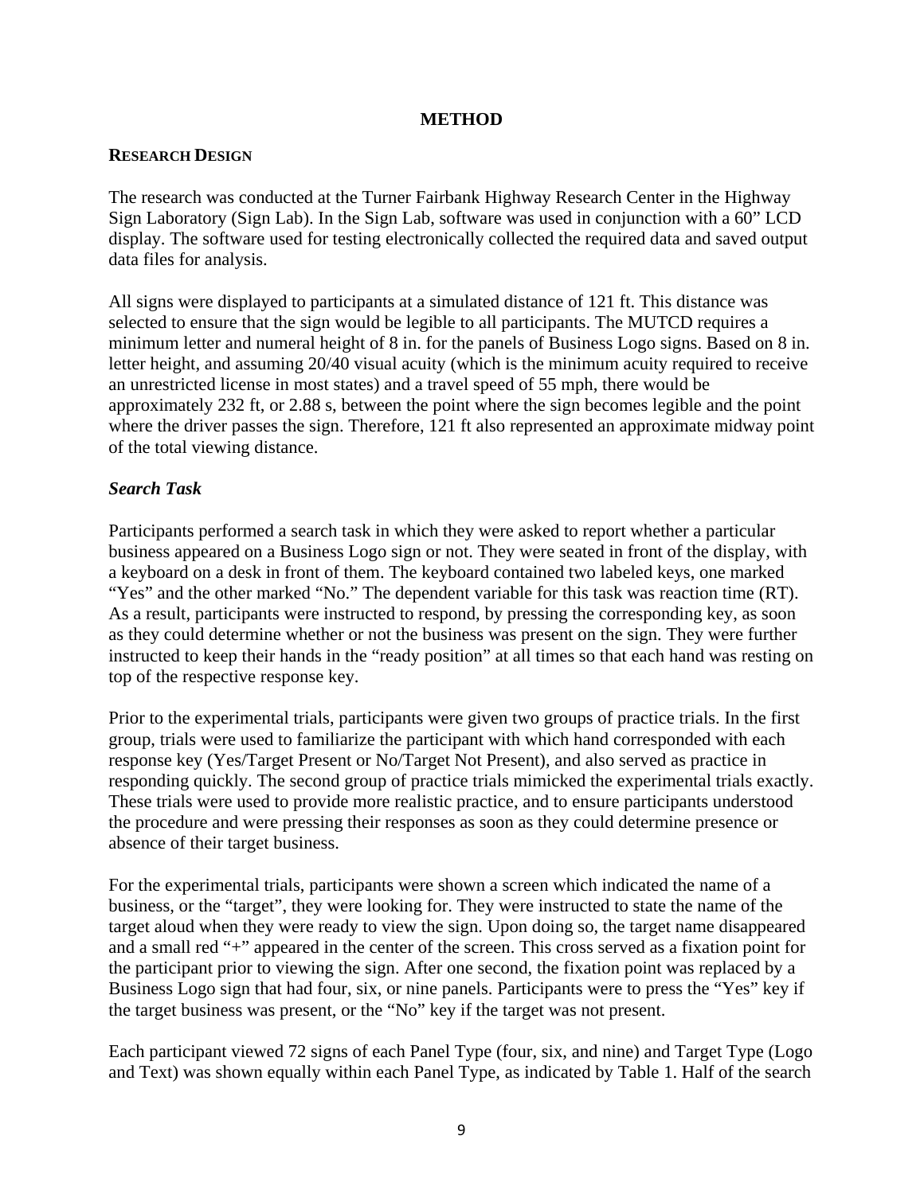# METHOD

## RESEARCH DESIGN

The research was conducted at the Turner Fairbank Highway Research Center in the Highway Sign Laboratory (Sign Lab). In the Sign Lab, software was used in conjunction with a 60" LCD display. The software used for testing electronically collected the required data and saved output data files for analysis.

All signs were displayed to participants at a simulated distance of 121 ft. This distance was selected to ensure that the sign would be legible to all participants. The MUTCD requires a minimum letter and numeral height of 8 in. for the panels of Business Logo signs. Based on 8 in. letter height, and assuming 20/40 visual acuity (which is the minimum acuity required to receive an unrestricted license in most states) and a travel speed of 55 mph, there would be approximately 232 ft, or 2.88 s, between the point where the sign becomes legible and the point where the driver passes the sign. Therefore, 121 ft also represented an approximate midway point of the total viewing distance.

### *Search Task*

Participants performed a search task in which they were asked to report whether a particular business appeared on a Business Logo sign or not. They were seated in front of the display, with a keyboard on a desk in front of them. The keyboard contained two labeled keys, one marked "Yes" and the other marked "No." The dependent variable for this task was reaction time (RT). As a result, participants were instructed to respond, by pressing the corresponding key, as soon as they could determine whether or not the business was present on the sign. They were further instructed to keep their hands in the "ready position" at all times so that each hand was resting on top of the respective response key.

Prior to the experimental trials, participants were given two groups of practice trials. In the first group, trials were used to familiarize the participant with which hand corresponded with each response key (Yes/Target Present or No/Target Not Present), and also served as practice in responding quickly. The second group of practice trials mimicked the experimental trials exactly. These trials were used to provide more realistic practice, and to ensure participants understood the procedure and were pressing their responses as soon as they could determine presence or absence of their target business.

For the experimental trials, participants were shown a screen which indicated the name of a business, or the "target", they were looking for. They were instructed to state the name of the target aloud when they were ready to view the sign. Upon doing so, the target name disappeared and a small red "+" appeared in the center of the screen. This cross served as a fixation point for the participant prior to viewing the sign. After one second, the fixation point was replaced by a Business Logo sign that had four, six, or nine panels. Participants were to press the "Yes" key if the target business was present, or the "No" key if the target was not present.

Each participant viewed 72 signs of each Panel Type (four, six, and nine) and Target Type (Logo and Text) was shown equally within each Panel Type, as indicated by Table 1. Half of the search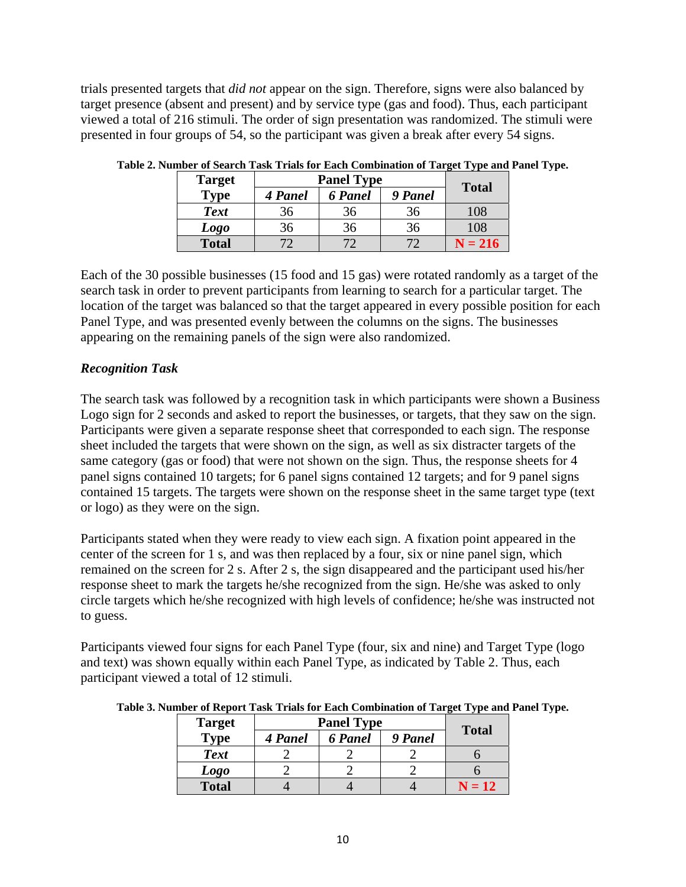trials presented targets that *did not* appear on the sign. Therefore, signs were also balanced by target presence (absent and present) and by service type (gas and food). Thus, each participant viewed a total of 216 stimuli. The order of sign presentation was randomized. The stimuli were presented in four groups of 54, so the participant was given a break after every 54 signs.

**Table 2. Number of Search Task Trials for Each Combination of Target Type and Panel Type.**

| Target Type | Panel Type | | | Total |
|---|---|---|---|---|
| | *4 Panel* | *6 Panel* | *9 Panel* | |
| ***Text*** | 36 | 36 | 36 | 108 |
| ***Logo*** | 36 | 36 | 36 | 108 |
| **Total** | 72 | 72 | 72 | **N = 216** |

Each of the 30 possible businesses (15 food and 15 gas) were rotated randomly as a target of the search task in order to prevent participants from learning to search for a particular target. The location of the target was balanced so that the target appeared in every possible position for each Panel Type, and was presented evenly between the columns on the signs. The businesses appearing on the remaining panels of the sign were also randomized.

***Recognition Task***

The search task was followed by a recognition task in which participants were shown a Business Logo sign for 2 seconds and asked to report the businesses, or targets, that they saw on the sign. Participants were given a separate response sheet that corresponded to each sign. The response sheet included the targets that were shown on the sign, as well as six distracter targets of the same category (gas or food) that were not shown on the sign. Thus, the response sheets for 4 panel signs contained 10 targets; for 6 panel signs contained 12 targets; and for 9 panel signs contained 15 targets. The targets were shown on the response sheet in the same target type (text or logo) as they were on the sign.

Participants stated when they were ready to view each sign. A fixation point appeared in the center of the screen for 1 s, and was then replaced by a four, six or nine panel sign, which remained on the screen for 2 s. After 2 s, the sign disappeared and the participant used his/her response sheet to mark the targets he/she recognized from the sign. He/she was asked to only circle targets which he/she recognized with high levels of confidence; he/she was instructed not to guess.

Participants viewed four signs for each Panel Type (four, six and nine) and Target Type (logo and text) was shown equally within each Panel Type, as indicated by Table 2. Thus, each participant viewed a total of 12 stimuli.

**Table 3. Number of Report Task Trials for Each Combination of Target Type and Panel Type.**

| Target Type | Panel Type | | | Total |
|---|---|---|---|---|
| | *4 Panel* | *6 Panel* | *9 Panel* | |
| ***Text*** | 2 | 2 | 2 | 6 |
| ***Logo*** | 2 | 2 | 2 | 6 |
| **Total** | 4 | 4 | 4 | **N = 12** |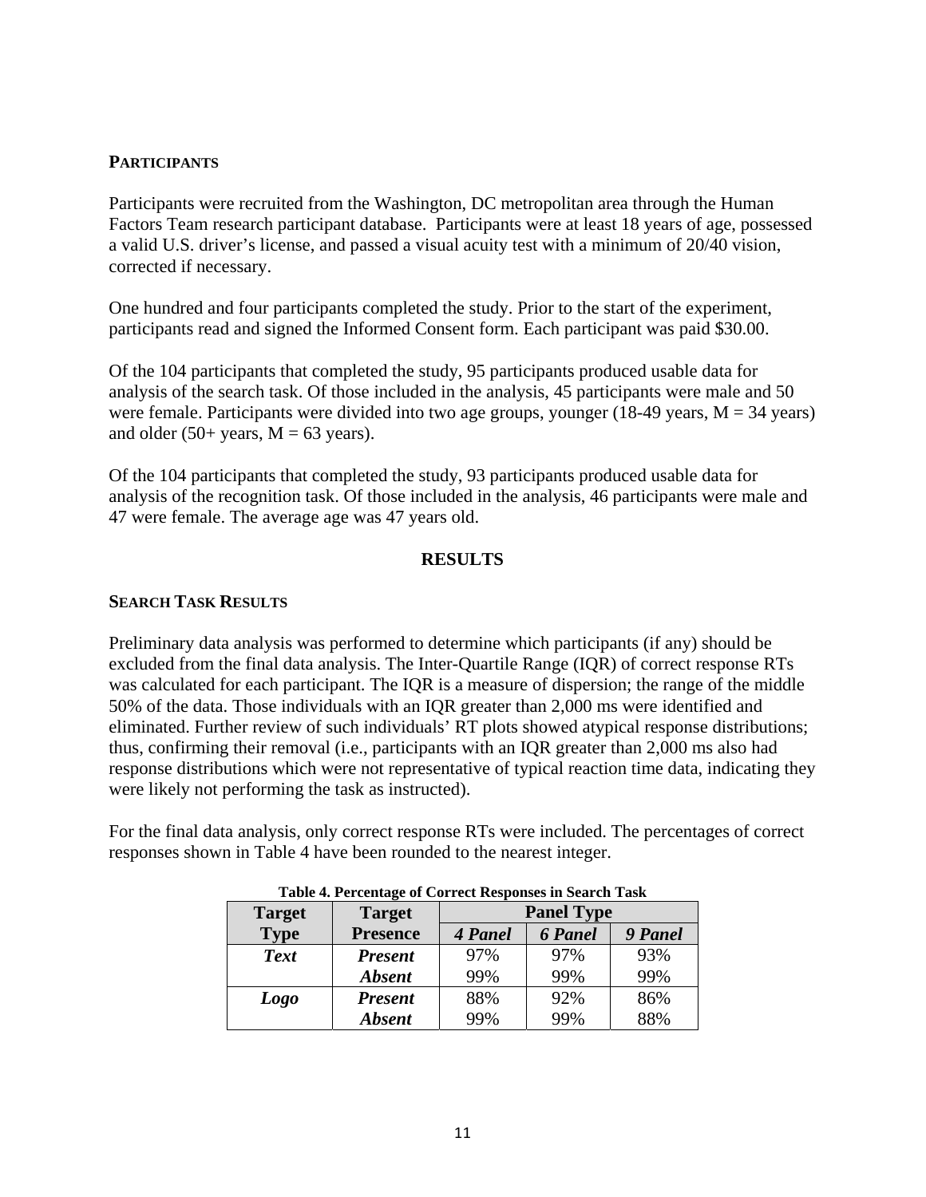### PARTICIPANTS

Participants were recruited from the Washington, DC metropolitan area through the Human Factors Team research participant database. Participants were at least 18 years of age, possessed a valid U.S. driver's license, and passed a visual acuity test with a minimum of 20/40 vision, corrected if necessary.

One hundred and four participants completed the study. Prior to the start of the experiment, participants read and signed the Informed Consent form. Each participant was paid $30.00.

Of the 104 participants that completed the study, 95 participants produced usable data for analysis of the search task. Of those included in the analysis, 45 participants were male and 50 were female. Participants were divided into two age groups, younger (18-49 years, M = 34 years) and older (50+ years, M = 63 years).

Of the 104 participants that completed the study, 93 participants produced usable data for analysis of the recognition task. Of those included in the analysis, 46 participants were male and 47 were female. The average age was 47 years old.

## RESULTS

### SEARCH TASK RESULTS

Preliminary data analysis was performed to determine which participants (if any) should be excluded from the final data analysis. The Inter-Quartile Range (IQR) of correct response RTs was calculated for each participant. The IQR is a measure of dispersion; the range of the middle 50% of the data. Those individuals with an IQR greater than 2,000 ms were identified and eliminated. Further review of such individuals' RT plots showed atypical response distributions; thus, confirming their removal (i.e., participants with an IQR greater than 2,000 ms also had response distributions which were not representative of typical reaction time data, indicating they were likely not performing the task as instructed).

For the final data analysis, only correct response RTs were included. The percentages of correct responses shown in Table 4 have been rounded to the nearest integer.

**Table 4. Percentage of Correct Responses in Search Task**

| Target Type | Target Presence | Panel Type | | |
|---|---|---|---|---|
| | | *4 Panel* | *6 Panel* | *9 Panel* |
| ***Text*** | ***Present*** | 97% | 97% | 93% |
| | ***Absent*** | 99% | 99% | 99% |
| ***Logo*** | ***Present*** | 88% | 92% | 86% |
| | ***Absent*** | 99% | 99% | 88% |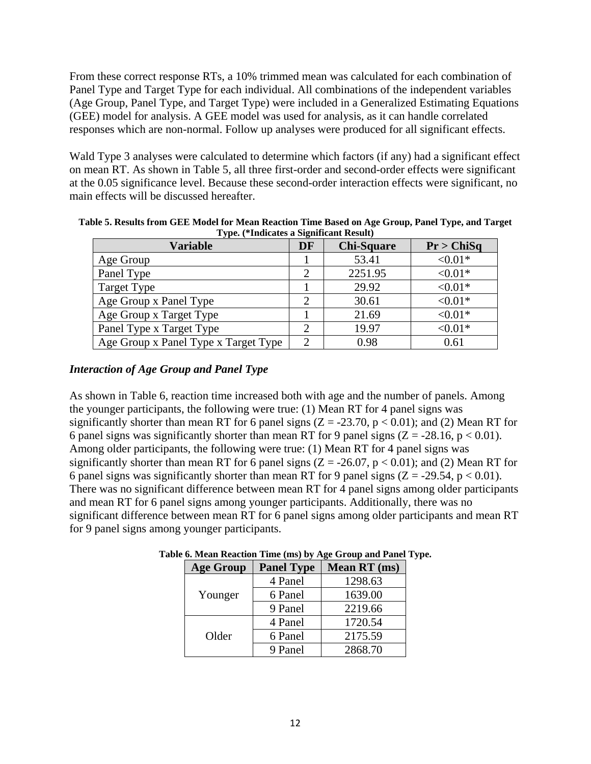From these correct response RTs, a 10% trimmed mean was calculated for each combination of Panel Type and Target Type for each individual. All combinations of the independent variables (Age Group, Panel Type, and Target Type) were included in a Generalized Estimating Equations (GEE) model for analysis. A GEE model was used for analysis, as it can handle correlated responses which are non-normal. Follow up analyses were produced for all significant effects.

Wald Type 3 analyses were calculated to determine which factors (if any) had a significant effect on mean RT. As shown in Table 5, all three first-order and second-order effects were significant at the 0.05 significance level. Because these second-order interaction effects were significant, no main effects will be discussed hereafter.

**Table 5. Results from GEE Model for Mean Reaction Time Based on Age Group, Panel Type, and Target Type. (*Indicates a Significant Result)**

| Variable | DF | Chi-Square | Pr > ChiSq |
|---|---|---|---|
| Age Group | 1 | 53.41 | <0.01* |
| Panel Type | 2 | 2251.95 | <0.01* |
| Target Type | 1 | 29.92 | <0.01* |
| Age Group x Panel Type | 2 | 30.61 | <0.01* |
| Age Group x Target Type | 1 | 21.69 | <0.01* |
| Panel Type x Target Type | 2 | 19.97 | <0.01* |
| Age Group x Panel Type x Target Type | 2 | 0.98 | 0.61 |

### *Interaction of Age Group and Panel Type*

As shown in Table 6, reaction time increased both with age and the number of panels. Among the younger participants, the following were true: (1) Mean RT for 4 panel signs was significantly shorter than mean RT for 6 panel signs ($Z = -23.70$, $p < 0.01$); and (2) Mean RT for 6 panel signs was significantly shorter than mean RT for 9 panel signs ($Z = -28.16$, $p < 0.01$). Among older participants, the following were true: (1) Mean RT for 4 panel signs was significantly shorter than mean RT for 6 panel signs ($Z = -26.07$, $p < 0.01$); and (2) Mean RT for 6 panel signs was significantly shorter than mean RT for 9 panel signs ($Z = -29.54$, $p < 0.01$). There was no significant difference between mean RT for 4 panel signs among older participants and mean RT for 6 panel signs among younger participants. Additionally, there was no significant difference between mean RT for 6 panel signs among older participants and mean RT for 9 panel signs among younger participants.

**Table 6. Mean Reaction Time (ms) by Age Group and Panel Type.**

| Age Group | Panel Type | Mean RT (ms) |
|---|---|---|
| Younger | 4 Panel | 1298.63 |
| | 6 Panel | 1639.00 |
| | 9 Panel | 2219.66 |
| Older | 4 Panel | 1720.54 |
| | 6 Panel | 2175.59 |
| | 9 Panel | 2868.70 |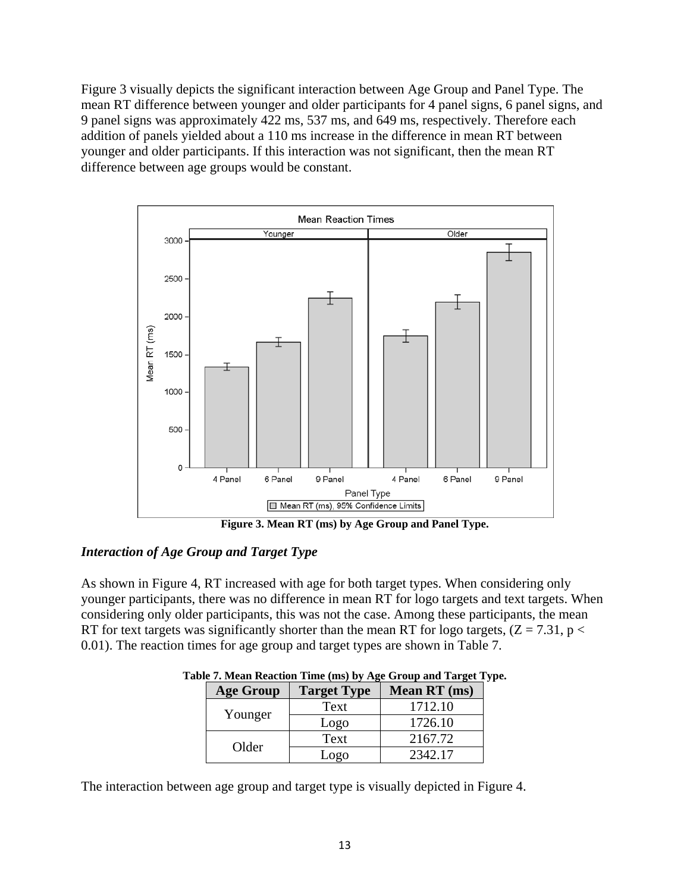Figure 3 visually depicts the significant interaction between Age Group and Panel Type. The mean RT difference between younger and older participants for 4 panel signs, 6 panel signs, and 9 panel signs was approximately 422 ms, 537 ms, and 649 ms, respectively. Therefore each addition of panels yielded about a 110 ms increase in the difference in mean RT between younger and older participants. If this interaction was not significant, then the mean RT difference between age groups would be constant.

**Figure 3. Mean RT (ms) by Age Group and Panel Type.**

### *Interaction of Age Group and Target Type*

As shown in Figure 4, RT increased with age for both target types. When considering only younger participants, there was no difference in mean RT for logo targets and text targets. When considering only older participants, this was not the case. Among these participants, the mean RT for text targets was significantly shorter than the mean RT for logo targets, ($Z = 7.31$, $p < 0.01$). The reaction times for age group and target types are shown in Table 7.

**Table 7. Mean Reaction Time (ms) by Age Group and Target Type.**

| Age Group | Target Type | Mean RT (ms) |
|---|---|---|
| Younger | Text | 1712.10 |
| | Logo | 1726.10 |
| Older | Text | 2167.72 |
| | Logo | 2342.17 |

The interaction between age group and target type is visually depicted in Figure 4.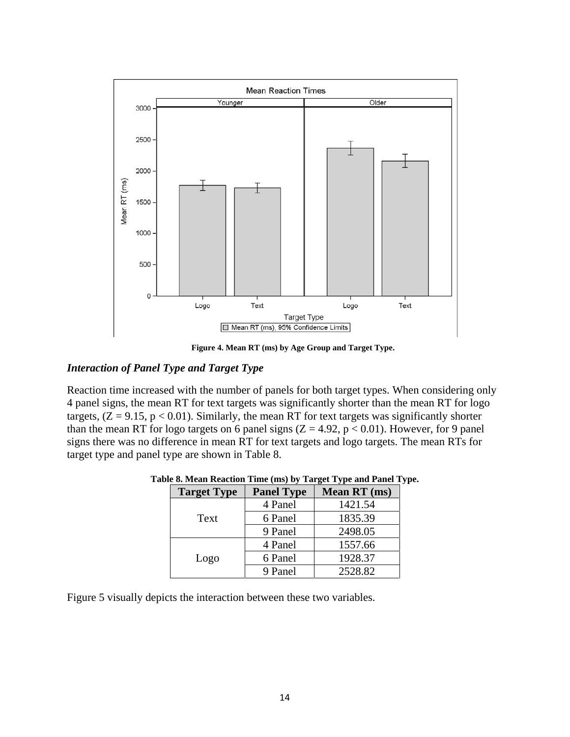Figure 4. Mean RT (ms) by Age Group and Target Type.

### *Interaction of Panel Type and Target Type*

Reaction time increased with the number of panels for both target types. When considering only 4 panel signs, the mean RT for text targets was significantly shorter than the mean RT for logo targets, ($Z = 9.15$, $p < 0.01$). Similarly, the mean RT for text targets was significantly shorter than the mean RT for logo targets on 6 panel signs ($Z = 4.92$, $p < 0.01$). However, for 9 panel signs there was no difference in mean RT for text targets and logo targets. The mean RTs for target type and panel type are shown in Table 8.

**Table 8. Mean Reaction Time (ms) by Target Type and Panel Type.**

| Target Type | Panel Type | Mean RT (ms) |
|---|---|---|
| Text | 4 Panel | 1421.54 |
| | 6 Panel | 1835.39 |
| | 9 Panel | 2498.05 |
| Logo | 4 Panel | 1557.66 |
| | 6 Panel | 1928.37 |
| | 9 Panel | 2528.82 |

Figure 5 visually depicts the interaction between these two variables.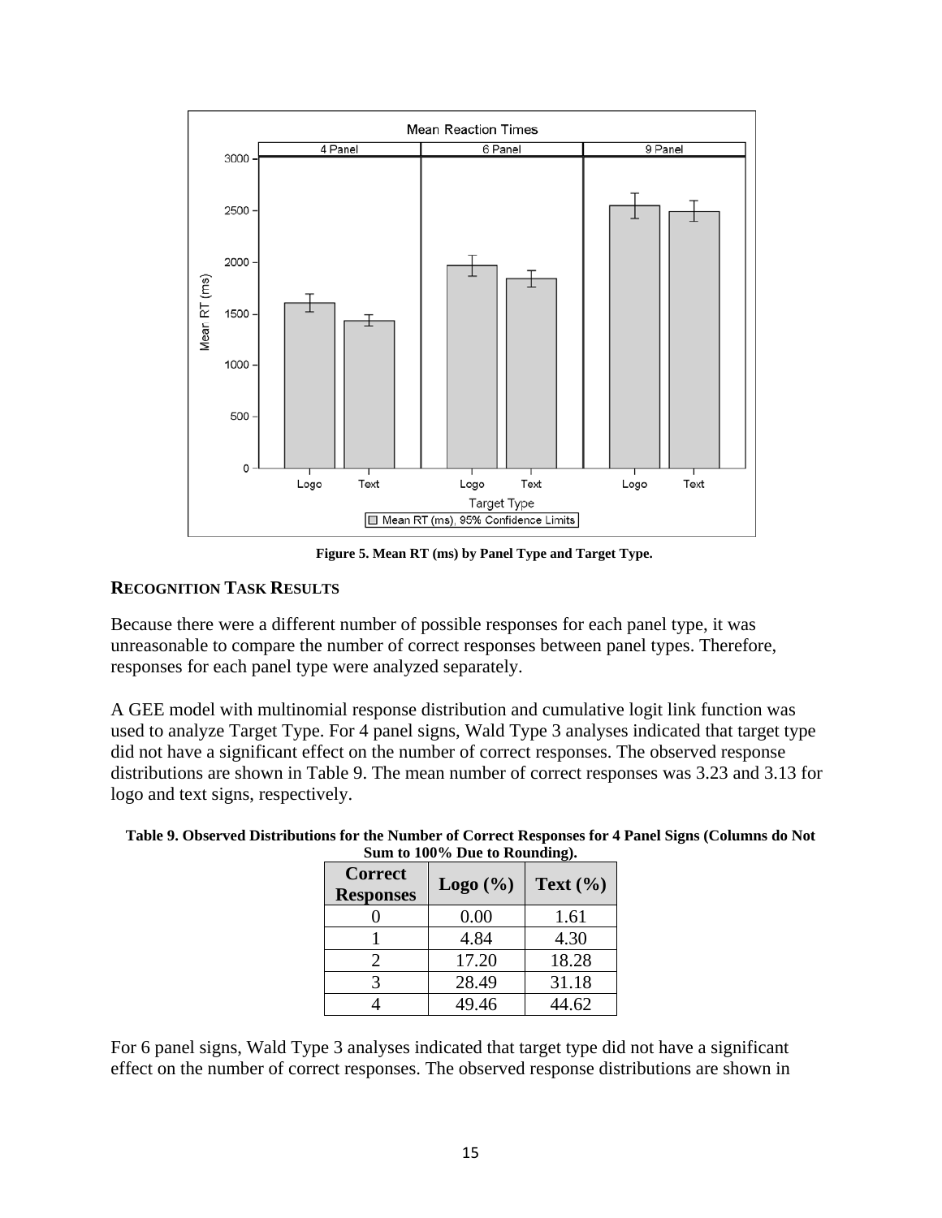Figure 5. Mean RT (ms) by Panel Type and Target Type.

**RECOGNITION TASK RESULTS**

Because there were a different number of possible responses for each panel type, it was unreasonable to compare the number of correct responses between panel types. Therefore, responses for each panel type were analyzed separately.

A GEE model with multinomial response distribution and cumulative logit link function was used to analyze Target Type. For 4 panel signs, Wald Type 3 analyses indicated that target type did not have a significant effect on the number of correct responses. The observed response distributions are shown in Table 9. The mean number of correct responses was 3.23 and 3.13 for logo and text signs, respectively.

**Table 9. Observed Distributions for the Number of Correct Responses for 4 Panel Signs (Columns do Not Sum to 100% Due to Rounding).**

| Correct Responses | Logo (%) | Text (%) |
|---|---|---|
| 0 | 0.00 | 1.61 |
| 1 | 4.84 | 4.30 |
| 2 | 17.20 | 18.28 |
| 3 | 28.49 | 31.18 |
| 4 | 49.46 | 44.62 |

For 6 panel signs, Wald Type 3 analyses indicated that target type did not have a significant effect on the number of correct responses. The observed response distributions are shown in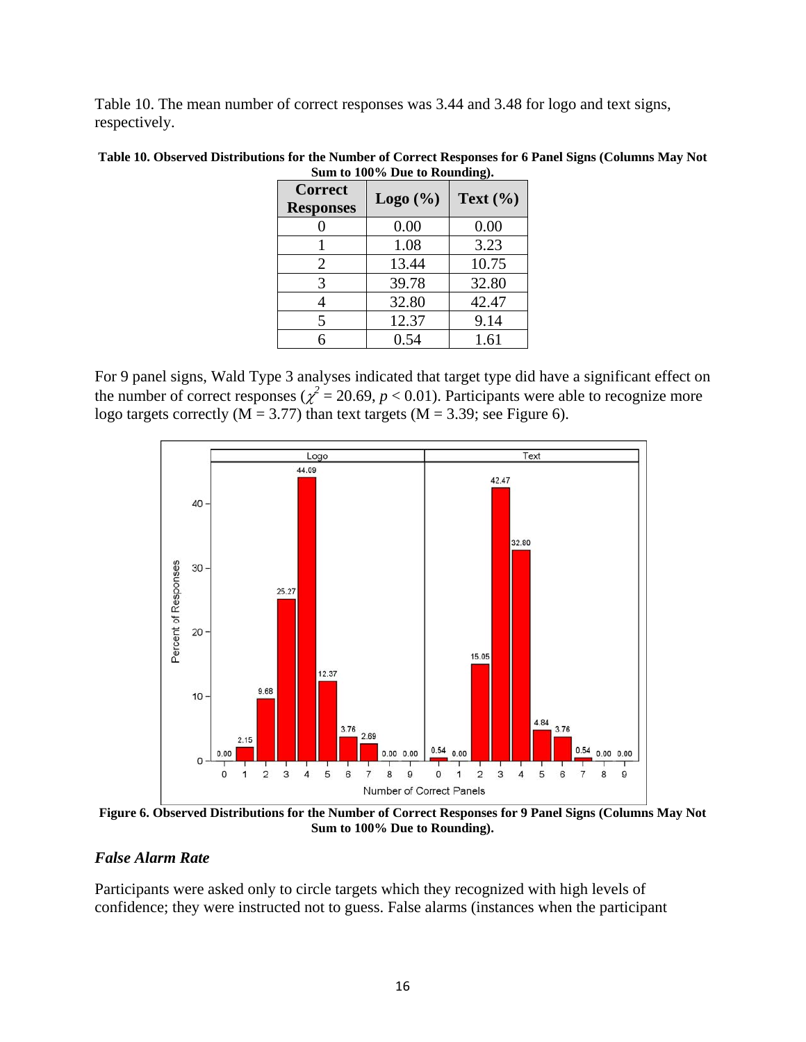Table 10. The mean number of correct responses was 3.44 and 3.48 for logo and text signs, respectively.

**Table 10. Observed Distributions for the Number of Correct Responses for 6 Panel Signs (Columns May Not Sum to 100% Due to Rounding).**

| Correct Responses | Logo (%) | Text (%) |
|---|---|---|
| 0 | 0.00 | 0.00 |
| 1 | 1.08 | 3.23 |
| 2 | 13.44 | 10.75 |
| 3 | 39.78 | 32.80 |
| 4 | 32.80 | 42.47 |
| 5 | 12.37 | 9.14 |
| 6 | 0.54 | 1.61 |

For 9 panel signs, Wald Type 3 analyses indicated that target type did have a significant effect on the number of correct responses ($\chi^2 = 20.69$, $p < 0.01$). Participants were able to recognize more logo targets correctly (M = 3.77) than text targets (M = 3.39; see Figure 6).

**Figure 6. Observed Distributions for the Number of Correct Responses for 9 Panel Signs (Columns May Not Sum to 100% Due to Rounding).**

### *False Alarm Rate*

Participants were asked only to circle targets which they recognized with high levels of confidence; they were instructed not to guess. False alarms (instances when the participant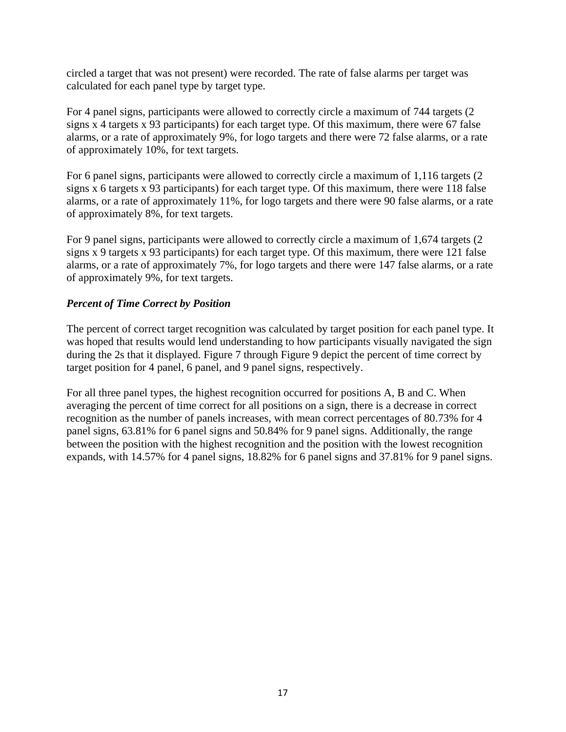circled a target that was not present) were recorded. The rate of false alarms per target was calculated for each panel type by target type.

For 4 panel signs, participants were allowed to correctly circle a maximum of 744 targets (2 signs x 4 targets x 93 participants) for each target type. Of this maximum, there were 67 false alarms, or a rate of approximately 9%, for logo targets and there were 72 false alarms, or a rate of approximately 10%, for text targets.

For 6 panel signs, participants were allowed to correctly circle a maximum of 1,116 targets (2 signs x 6 targets x 93 participants) for each target type. Of this maximum, there were 118 false alarms, or a rate of approximately 11%, for logo targets and there were 90 false alarms, or a rate of approximately 8%, for text targets.

For 9 panel signs, participants were allowed to correctly circle a maximum of 1,674 targets (2 signs x 9 targets x 93 participants) for each target type. Of this maximum, there were 121 false alarms, or a rate of approximately 7%, for logo targets and there were 147 false alarms, or a rate of approximately 9%, for text targets.

### *Percent of Time Correct by Position*

The percent of correct target recognition was calculated by target position for each panel type. It was hoped that results would lend understanding to how participants visually navigated the sign during the 2s that it displayed. Figure 7 through Figure 9 depict the percent of time correct by target position for 4 panel, 6 panel, and 9 panel signs, respectively.

For all three panel types, the highest recognition occurred for positions A, B and C. When averaging the percent of time correct for all positions on a sign, there is a decrease in correct recognition as the number of panels increases, with mean correct percentages of 80.73% for 4 panel signs, 63.81% for 6 panel signs and 50.84% for 9 panel signs. Additionally, the range between the position with the highest recognition and the position with the lowest recognition expands, with 14.57% for 4 panel signs, 18.82% for 6 panel signs and 37.81% for 9 panel signs.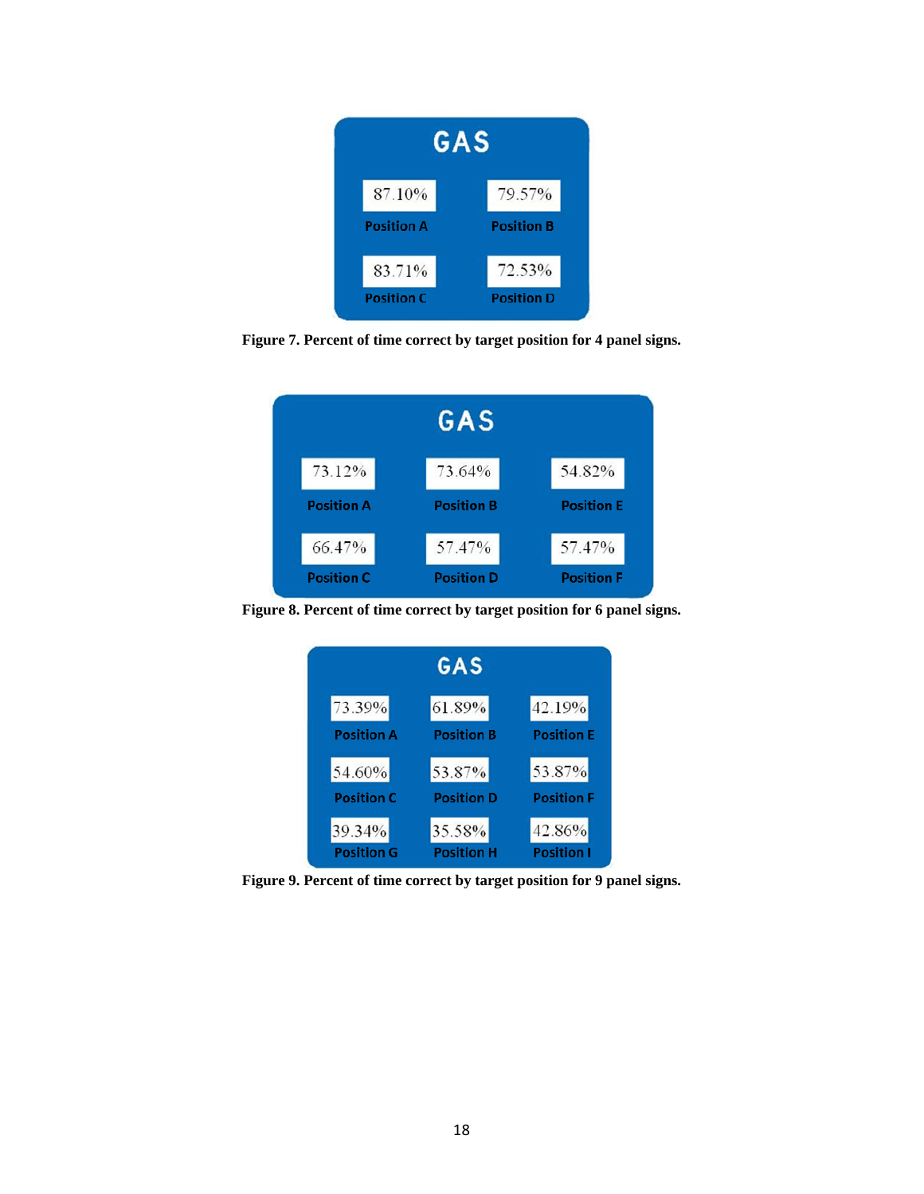| GAS | |
|---|---|
| 87.10% | 79.57% |
| Position A | Position B |
| 83.71% | 72.53% |
| Position C | Position D |

**Figure 7. Percent of time correct by target position for 4 panel signs.**

| GAS | | |
|---|---|---|
| 73.12% | 73.64% | 54.82% |
| Position A | Position B | Position E |
| 66.47% | 57.47% | 57.47% |
| Position C | Position D | Position F |

**Figure 8. Percent of time correct by target position for 6 panel signs.**

| GAS | | |
|---|---|---|
| 73.39% | 61.89% | 42.19% |
| Position A | Position B | Position E |
| 54.60% | 53.87% | 53.87% |
| Position C | Position D | Position F |
| 39.34% | 35.58% | 42.86% |
| Position G | Position H | Position I |

**Figure 9. Percent of time correct by target position for 9 panel signs.**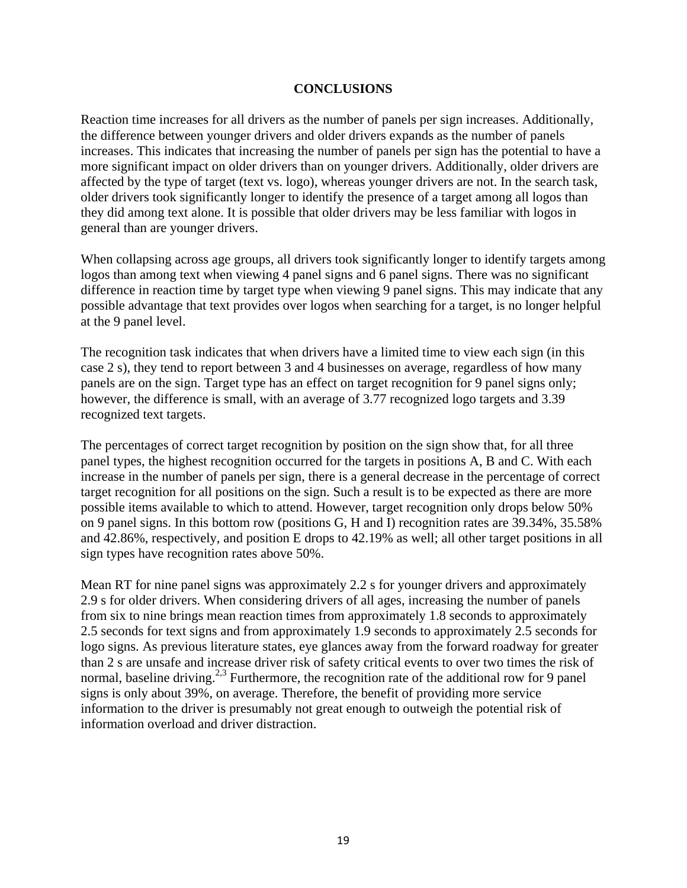# CONCLUSIONS

Reaction time increases for all drivers as the number of panels per sign increases. Additionally, the difference between younger drivers and older drivers expands as the number of panels increases. This indicates that increasing the number of panels per sign has the potential to have a more significant impact on older drivers than on younger drivers. Additionally, older drivers are affected by the type of target (text vs. logo), whereas younger drivers are not. In the search task, older drivers took significantly longer to identify the presence of a target among all logos than they did among text alone. It is possible that older drivers may be less familiar with logos in general than are younger drivers.

When collapsing across age groups, all drivers took significantly longer to identify targets among logos than among text when viewing 4 panel signs and 6 panel signs. There was no significant difference in reaction time by target type when viewing 9 panel signs. This may indicate that any possible advantage that text provides over logos when searching for a target, is no longer helpful at the 9 panel level.

The recognition task indicates that when drivers have a limited time to view each sign (in this case 2 s), they tend to report between 3 and 4 businesses on average, regardless of how many panels are on the sign. Target type has an effect on target recognition for 9 panel signs only; however, the difference is small, with an average of 3.77 recognized logo targets and 3.39 recognized text targets.

The percentages of correct target recognition by position on the sign show that, for all three panel types, the highest recognition occurred for the targets in positions A, B and C. With each increase in the number of panels per sign, there is a general decrease in the percentage of correct target recognition for all positions on the sign. Such a result is to be expected as there are more possible items available to which to attend. However, target recognition only drops below 50% on 9 panel signs. In this bottom row (positions G, H and I) recognition rates are 39.34%, 35.58% and 42.86%, respectively, and position E drops to 42.19% as well; all other target positions in all sign types have recognition rates above 50%.

Mean RT for nine panel signs was approximately 2.2 s for younger drivers and approximately 2.9 s for older drivers. When considering drivers of all ages, increasing the number of panels from six to nine brings mean reaction times from approximately 1.8 seconds to approximately 2.5 seconds for text signs and from approximately 1.9 seconds to approximately 2.5 seconds for logo signs. As previous literature states, eye glances away from the forward roadway for greater than 2 s are unsafe and increase driver risk of safety critical events to over two times the risk of normal, baseline driving.[2,3] Furthermore, the recognition rate of the additional row for 9 panel signs is only about 39%, on average. Therefore, the benefit of providing more service information to the driver is presumably not great enough to outweigh the potential risk of information overload and driver distraction.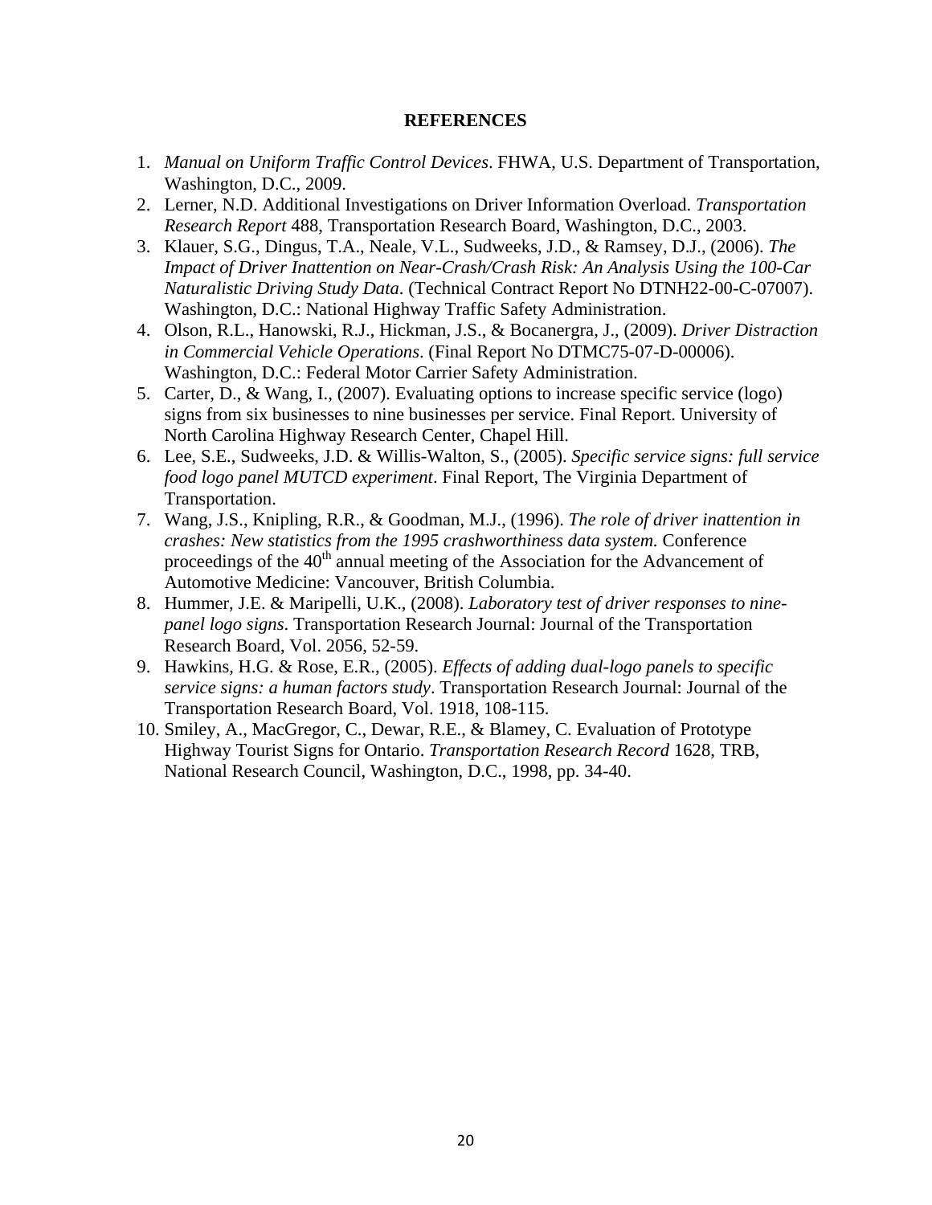# REFERENCES

1. *Manual on Uniform Traffic Control Devices*. FHWA, U.S. Department of Transportation, Washington, D.C., 2009.
2. Lerner, N.D. Additional Investigations on Driver Information Overload. *Transportation Research Report* 488, Transportation Research Board, Washington, D.C., 2003.
3. Klauer, S.G., Dingus, T.A., Neale, V.L., Sudweeks, J.D., & Ramsey, D.J., (2006). *The Impact of Driver Inattention on Near-Crash/Crash Risk: An Analysis Using the 100-Car Naturalistic Driving Study Data*. (Technical Contract Report No DTNH22-00-C-07007). Washington, D.C.: National Highway Traffic Safety Administration.
4. Olson, R.L., Hanowski, R.J., Hickman, J.S., & Bocanergra, J., (2009). *Driver Distraction in Commercial Vehicle Operations*. (Final Report No DTMC75-07-D-00006). Washington, D.C.: Federal Motor Carrier Safety Administration.
5. Carter, D., & Wang, I., (2007). Evaluating options to increase specific service (logo) signs from six businesses to nine businesses per service. Final Report. University of North Carolina Highway Research Center, Chapel Hill.
6. Lee, S.E., Sudweeks, J.D. & Willis-Walton, S., (2005). *Specific service signs: full service food logo panel MUTCD experiment*. Final Report, The Virginia Department of Transportation.
7. Wang, J.S., Knipling, R.R., & Goodman, M.J., (1996). *The role of driver inattention in crashes: New statistics from the 1995 crashworthiness data system.* Conference proceedings of the 40th annual meeting of the Association for the Advancement of Automotive Medicine: Vancouver, British Columbia.
8. Hummer, J.E. & Maripelli, U.K., (2008). *Laboratory test of driver responses to nine-panel logo signs*. Transportation Research Journal: Journal of the Transportation Research Board, Vol. 2056, 52-59.
9. Hawkins, H.G. & Rose, E.R., (2005). *Effects of adding dual-logo panels to specific service signs: a human factors study*. Transportation Research Journal: Journal of the Transportation Research Board, Vol. 1918, 108-115.
10. Smiley, A., MacGregor, C., Dewar, R.E., & Blamey, C. Evaluation of Prototype Highway Tourist Signs for Ontario. *Transportation Research Record* 1628, TRB, National Research Council, Washington, D.C., 1998, pp. 34-40.